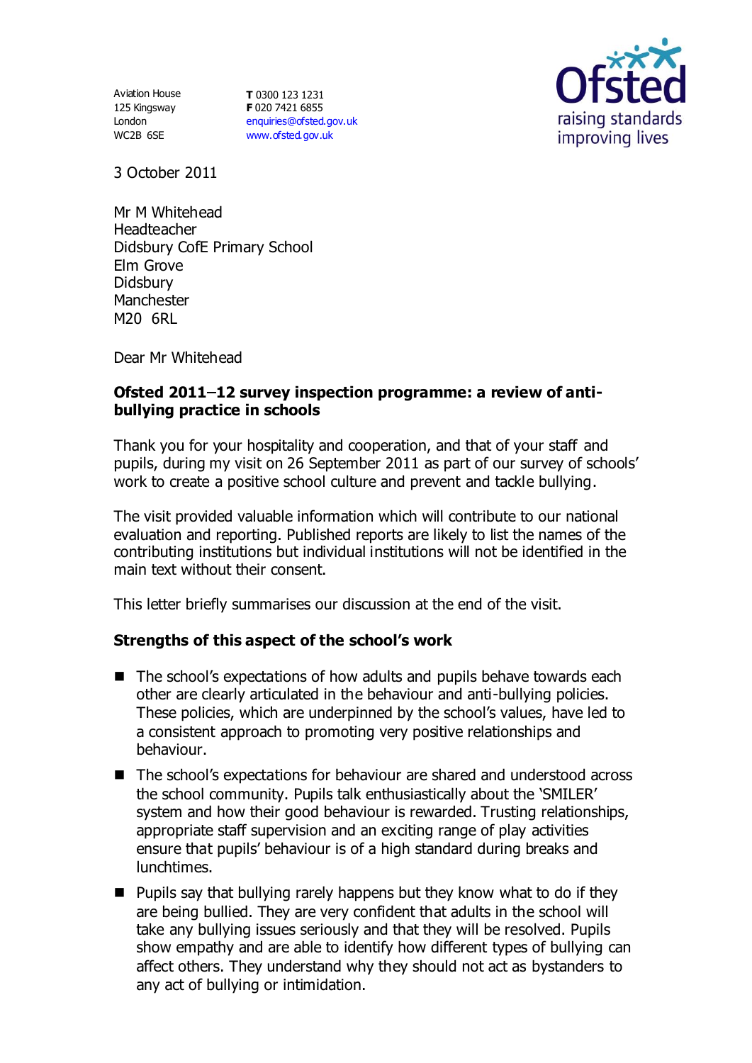Aviation House
125 Kingsway
London
WC2B 6SE

**T** 0300 123 1231
**F** 020 7421 6855
enquiries@ofsted.gov.uk
www.ofsted.gov.uk

Ofsted
raising standards
improving lives

3 October 2011

Mr M Whitehead
Headteacher
Didsbury CofE Primary School
Elm Grove
Didsbury
Manchester
M20 6RL

Dear Mr Whitehead

**Ofsted 2011–12 survey inspection programme: a review of anti-bullying practice in schools**

Thank you for your hospitality and cooperation, and that of your staff and pupils, during my visit on 26 September 2011 as part of our survey of schools' work to create a positive school culture and prevent and tackle bullying.

The visit provided valuable information which will contribute to our national evaluation and reporting. Published reports are likely to list the names of the contributing institutions but individual institutions will not be identified in the main text without their consent.

This letter briefly summarises our discussion at the end of the visit.

**Strengths of this aspect of the school's work**

- The school's expectations of how adults and pupils behave towards each other are clearly articulated in the behaviour and anti-bullying policies. These policies, which are underpinned by the school's values, have led to a consistent approach to promoting very positive relationships and behaviour.
- The school's expectations for behaviour are shared and understood across the school community. Pupils talk enthusiastically about the 'SMILER' system and how their good behaviour is rewarded. Trusting relationships, appropriate staff supervision and an exciting range of play activities ensure that pupils' behaviour is of a high standard during breaks and lunchtimes.
- Pupils say that bullying rarely happens but they know what to do if they are being bullied. They are very confident that adults in the school will take any bullying issues seriously and that they will be resolved. Pupils show empathy and are able to identify how different types of bullying can affect others. They understand why they should not act as bystanders to any act of bullying or intimidation.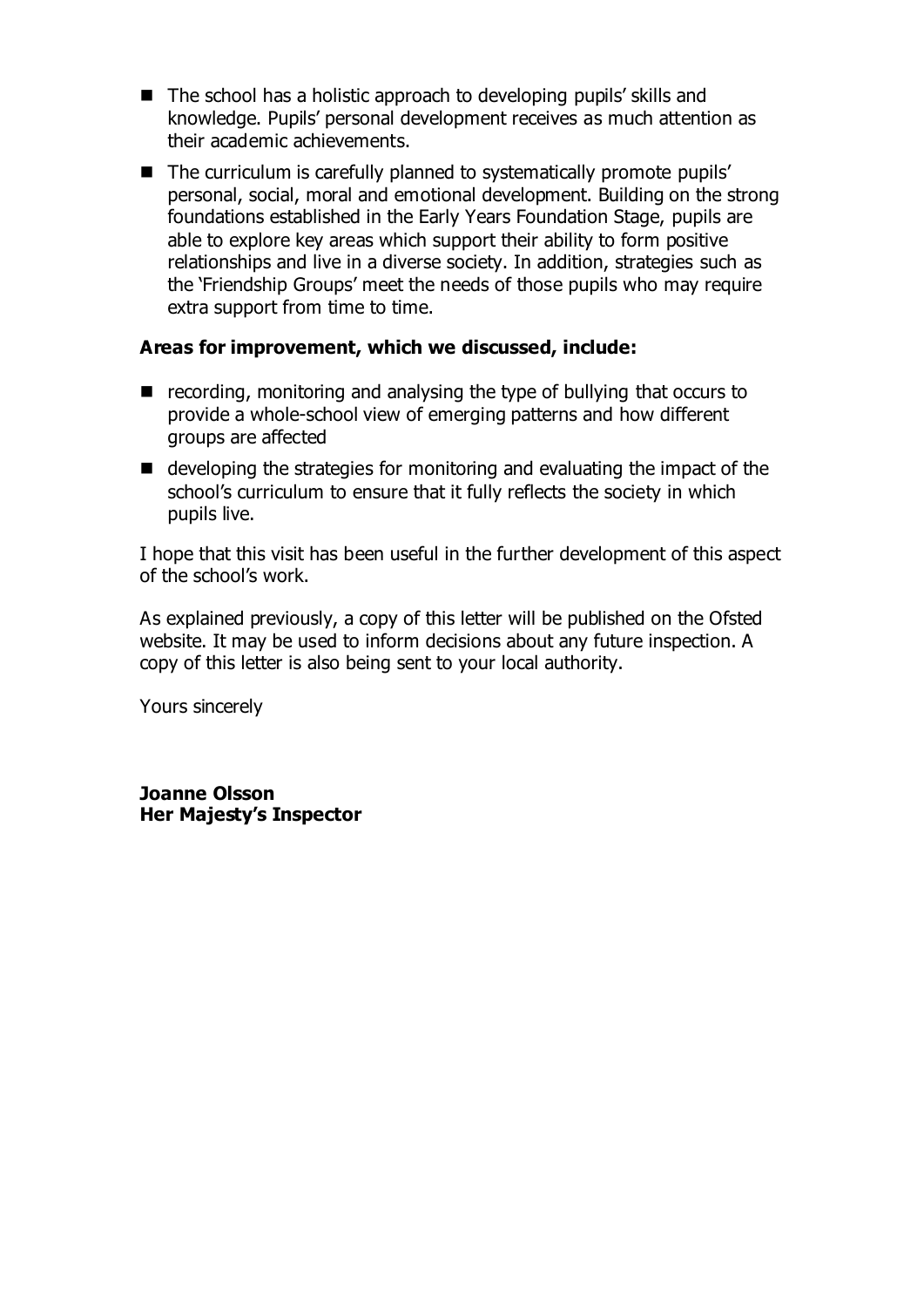- The school has a holistic approach to developing pupils' skills and knowledge. Pupils' personal development receives as much attention as their academic achievements.
- The curriculum is carefully planned to systematically promote pupils' personal, social, moral and emotional development. Building on the strong foundations established in the Early Years Foundation Stage, pupils are able to explore key areas which support their ability to form positive relationships and live in a diverse society. In addition, strategies such as the 'Friendship Groups' meet the needs of those pupils who may require extra support from time to time.

**Areas for improvement, which we discussed, include:**

- recording, monitoring and analysing the type of bullying that occurs to provide a whole-school view of emerging patterns and how different groups are affected
- developing the strategies for monitoring and evaluating the impact of the school's curriculum to ensure that it fully reflects the society in which pupils live.

I hope that this visit has been useful in the further development of this aspect of the school's work.

As explained previously, a copy of this letter will be published on the Ofsted website. It may be used to inform decisions about any future inspection. A copy of this letter is also being sent to your local authority.

Yours sincerely

**Joanne Olsson**
**Her Majesty's Inspector**